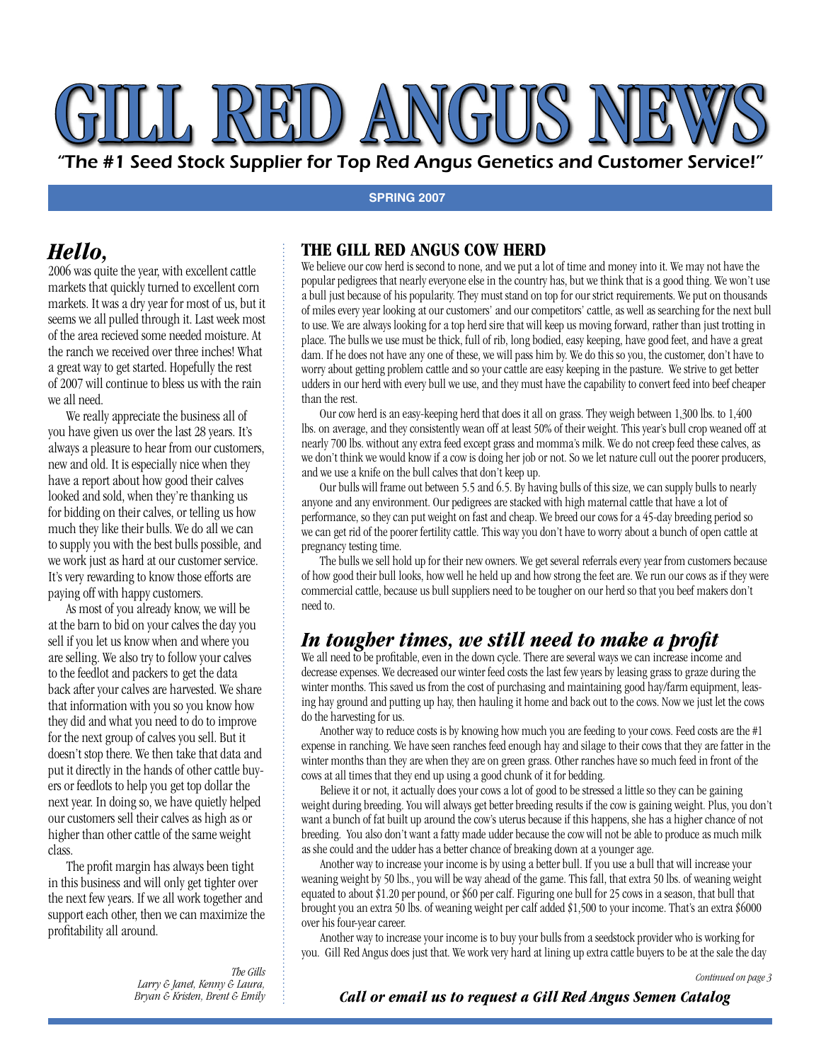# GILL RED ANGUS NEWS

"The #1 Seed Stock Supplier for Top Red Angus Genetics and Customer Service!"

**SPRING 2007**

## *Hello,*

2006 was quite the year, with excellent cattle markets that quickly turned to excellent corn markets. It was a dry year for most of us, but it seems we all pulled through it. Last week most of the area recieved some needed moisture. At the ranch we received over three inches! What a great way to get started. Hopefully the rest of 2007 will continue to bless us with the rain we all need.

We really appreciate the business all of you have given us over the last 28 years. It's always a pleasure to hear from our customers, new and old. It is especially nice when they have a report about how good their calves looked and sold, when they're thanking us for bidding on their calves, or telling us how much they like their bulls. We do all we can to supply you with the best bulls possible, and we work just as hard at our customer service. It's very rewarding to know those efforts are paying off with happy customers.

As most of you already know, we will be at the barn to bid on your calves the day you sell if you let us know when and where you are selling. We also try to follow your calves to the feedlot and packers to get the data back after your calves are harvested. We share that information with you so you know how they did and what you need to do to improve for the next group of calves you sell. But it doesn't stop there. We then take that data and put it directly in the hands of other cattle buyers or feedlots to help you get top dollar the next year. In doing so, we have quietly helped our customers sell their calves as high as or higher than other cattle of the same weight class.

The profit margin has always been tight in this business and will only get tighter over the next few years. If we all work together and support each other, then we can maximize the profitability all around.

*The Gills*
*Larry & Janet, Kenny & Laura,*
*Bryan & Kristen, Brent & Emily*

## THE GILL RED ANGUS COW HERD

We believe our cow herd is second to none, and we put a lot of time and money into it. We may not have the popular pedigrees that nearly everyone else in the country has, but we think that is a good thing. We won't use a bull just because of his popularity. They must stand on top for our strict requirements. We put on thousands of miles every year looking at our customers' and our competitors' cattle, as well as searching for the next bull to use. We are always looking for a top herd sire that will keep us moving forward, rather than just trotting in place. The bulls we use must be thick, full of rib, long bodied, easy keeping, have good feet, and have a great dam. If he does not have any one of these, we will pass him by. We do this so you, the customer, don't have to worry about getting problem cattle and so your cattle are easy keeping in the pasture. We strive to get better udders in our herd with every bull we use, and they must have the capability to convert feed into beef cheaper than the rest.

Our cow herd is an easy-keeping herd that does it all on grass. They weigh between 1,300 lbs. to 1,400 lbs. on average, and they consistently wean off at least 50% of their weight. This year's bull crop weaned off at nearly 700 lbs. without any extra feed except grass and momma's milk. We do not creep feed these calves, as we don't think we would know if a cow is doing her job or not. So we let nature cull out the poorer producers, and we use a knife on the bull calves that don't keep up.

Our bulls will frame out between 5.5 and 6.5. By having bulls of this size, we can supply bulls to nearly anyone and any environment. Our pedigrees are stacked with high maternal cattle that have a lot of performance, so they can put weight on fast and cheap. We breed our cows for a 45-day breeding period so we can get rid of the poorer fertility cattle. This way you don't have to worry about a bunch of open cattle at pregnancy testing time.

The bulls we sell hold up for their new owners. We get several referrals every year from customers because of how good their bull looks, how well he held up and how strong the feet are. We run our cows as if they were commercial cattle, because us bull suppliers need to be tougher on our herd so that you beef makers don't need to.

## *In tougher times, we still need to make a profit*

We all need to be profitable, even in the down cycle. There are several ways we can increase income and decrease expenses. We decreased our winter feed costs the last few years by leasing grass to graze during the winter months. This saved us from the cost of purchasing and maintaining good hay/farm equipment, leasing hay ground and putting up hay, then hauling it home and back out to the cows. Now we just let the cows do the harvesting for us.

Another way to reduce costs is by knowing how much you are feeding to your cows. Feed costs are the #1 expense in ranching. We have seen ranches feed enough hay and silage to their cows that they are fatter in the winter months than they are when they are on green grass. Other ranches have so much feed in front of the cows at all times that they end up using a good chunk of it for bedding.

Believe it or not, it actually does your cows a lot of good to be stressed a little so they can be gaining weight during breeding. You will always get better breeding results if the cow is gaining weight. Plus, you don't want a bunch of fat built up around the cow's uterus because if this happens, she has a higher chance of not breeding. You also don't want a fatty made udder because the cow will not be able to produce as much milk as she could and the udder has a better chance of breaking down at a younger age.

Another way to increase your income is by using a better bull. If you use a bull that will increase your weaning weight by 50 lbs., you will be way ahead of the game. This fall, that extra 50 lbs. of weaning weight equated to about $1.20 per pound, or $60 per calf. Figuring one bull for 25 cows in a season, that bull that brought you an extra 50 lbs. of weaning weight per calf added $1,500 to your income. That's an extra $6000 over his four-year career.

Another way to increase your income is to buy your bulls from a seedstock provider who is working for you. Gill Red Angus does just that. We work very hard at lining up extra cattle buyers to be at the sale the day

*Continued on page 3*

***Call or email us to request a Gill Red Angus Semen Catalog***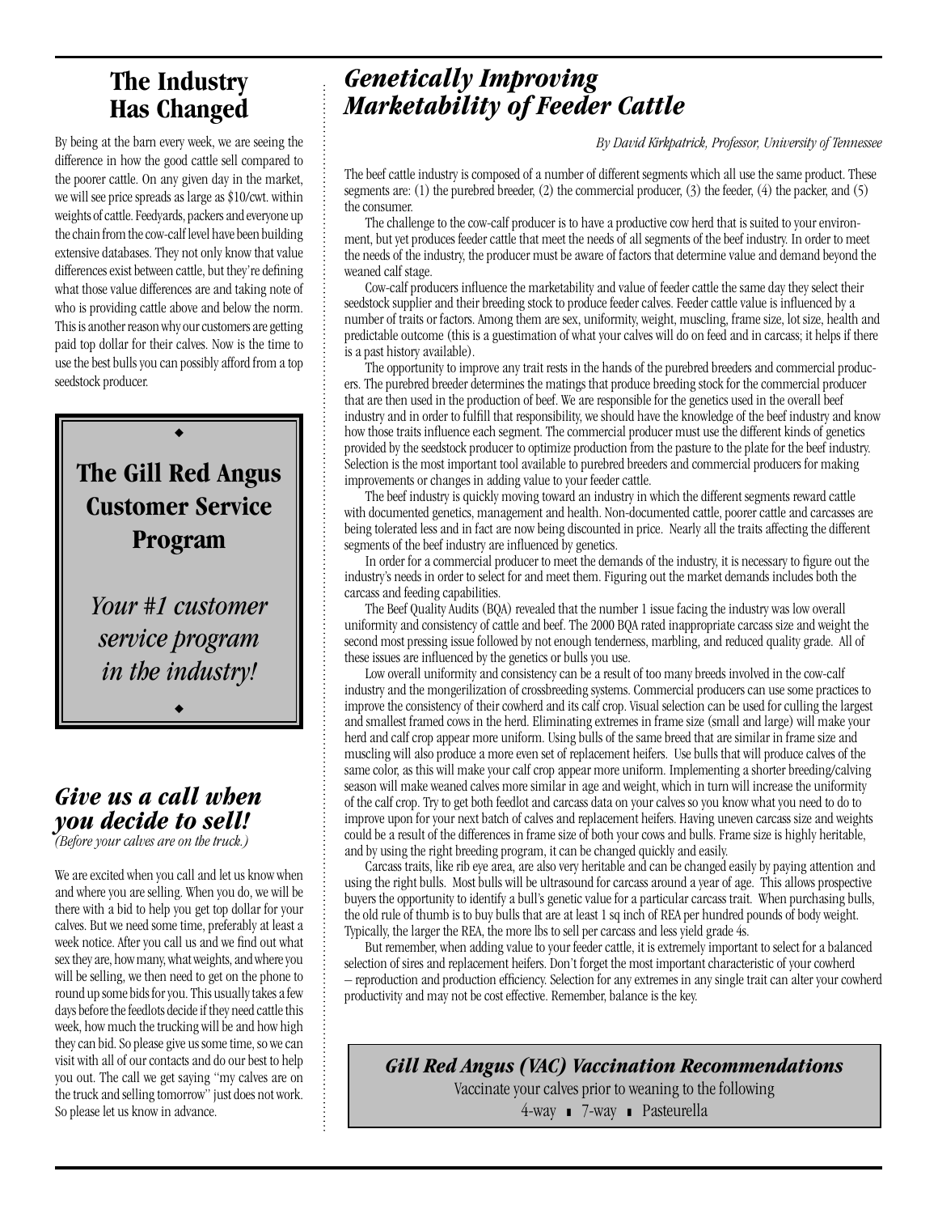## The Industry Has Changed

By being at the barn every week, we are seeing the difference in how the good cattle sell compared to the poorer cattle. On any given day in the market, we will see price spreads as large as $10/cwt. within weights of cattle. Feedyards, packers and everyone up the chain from the cow-calf level have been building extensive databases. They not only know that value differences exist between cattle, but they're defining what those value differences are and taking note of who is providing cattle above and below the norm. This is another reason why our customers are getting paid top dollar for their calves. Now is the time to use the best bulls you can possibly afford from a top seedstock producer.

◆

**The Gill Red Angus Customer Service Program**

*Your #1 customer service program in the industry!*

◆

### *Give us a call when you decide to sell!*

*(Before your calves are on the truck.)*

We are excited when you call and let us know when and where you are selling. When you do, we will be there with a bid to help you get top dollar for your calves. But we need some time, preferably at least a week notice. After you call us and we find out what sex they are, how many, what weights, and where you will be selling, we then need to get on the phone to round up some bids for you. This usually takes a few days before the feedlots decide if they need cattle this week, how much the trucking will be and how high they can bid. So please give us some time, so we can visit with all of our contacts and do our best to help you out. The call we get saying "my calves are on the truck and selling tomorrow" just does not work. So please let us know in advance.

## *Genetically Improving Marketability of Feeder Cattle*

*By David Kirkpatrick, Professor, University of Tennessee*

The beef cattle industry is composed of a number of different segments which all use the same product. These segments are: (1) the purebred breeder, (2) the commercial producer, (3) the feeder, (4) the packer, and (5) the consumer.

The challenge to the cow-calf producer is to have a productive cow herd that is suited to your environment, but yet produces feeder cattle that meet the needs of all segments of the beef industry. In order to meet the needs of the industry, the producer must be aware of factors that determine value and demand beyond the weaned calf stage.

Cow-calf producers influence the marketability and value of feeder cattle the same day they select their seedstock supplier and their breeding stock to produce feeder calves. Feeder cattle value is influenced by a number of traits or factors. Among them are sex, uniformity, weight, muscling, frame size, lot size, health and predictable outcome (this is a guestimation of what your calves will do on feed and in carcass; it helps if there is a past history available).

The opportunity to improve any trait rests in the hands of the purebred breeders and commercial producers. The purebred breeder determines the matings that produce breeding stock for the commercial producer that are then used in the production of beef. We are responsible for the genetics used in the overall beef industry and in order to fulfill that responsibility, we should have the knowledge of the beef industry and know how those traits influence each segment. The commercial producer must use the different kinds of genetics provided by the seedstock producer to optimize production from the pasture to the plate for the beef industry. Selection is the most important tool available to purebred breeders and commercial producers for making improvements or changes in adding value to your feeder cattle.

The beef industry is quickly moving toward an industry in which the different segments reward cattle with documented genetics, management and health. Non-documented cattle, poorer cattle and carcasses are being tolerated less and in fact are now being discounted in price. Nearly all the traits affecting the different segments of the beef industry are influenced by genetics.

In order for a commercial producer to meet the demands of the industry, it is necessary to figure out the industry's needs in order to select for and meet them. Figuring out the market demands includes both the carcass and feeding capabilities.

The Beef Quality Audits (BQA) revealed that the number 1 issue facing the industry was low overall uniformity and consistency of cattle and beef. The 2000 BQA rated inappropriate carcass size and weight the second most pressing issue followed by not enough tenderness, marbling, and reduced quality grade. All of these issues are influenced by the genetics or bulls you use.

Low overall uniformity and consistency can be a result of too many breeds involved in the cow-calf industry and the mongerilization of crossbreeding systems. Commercial producers can use some practices to improve the consistency of their cowherd and its calf crop. Visual selection can be used for culling the largest and smallest framed cows in the herd. Eliminating extremes in frame size (small and large) will make your herd and calf crop appear more uniform. Using bulls of the same breed that are similar in frame size and muscling will also produce a more even set of replacement heifers. Use bulls that will produce calves of the same color, as this will make your calf crop appear more uniform. Implementing a shorter breeding/calving season will make weaned calves more similar in age and weight, which in turn will increase the uniformity of the calf crop. Try to get both feedlot and carcass data on your calves so you know what you need to do to improve upon for your next batch of calves and replacement heifers. Having uneven carcass size and weights could be a result of the differences in frame size of both your cows and bulls. Frame size is highly heritable, and by using the right breeding program, it can be changed quickly and easily.

Carcass traits, like rib eye area, are also very heritable and can be changed easily by paying attention and using the right bulls. Most bulls will be ultrasound for carcass around a year of age. This allows prospective buyers the opportunity to identify a bull's genetic value for a particular carcass trait. When purchasing bulls, the old rule of thumb is to buy bulls that are at least 1 sq inch of REA per hundred pounds of body weight. Typically, the larger the REA, the more lbs to sell per carcass and less yield grade 4s.

But remember, when adding value to your feeder cattle, it is extremely important to select for a balanced selection of sires and replacement heifers. Don't forget the most important characteristic of your cowherd – reproduction and production efficiency. Selection for any extremes in any single trait can alter your cowherd productivity and may not be cost effective. Remember, balance is the key.

### *Gill Red Angus (VAC) Vaccination Recommendations*

Vaccinate your calves prior to weaning to the following

4-way ▪ 7-way ▪ Pasteurella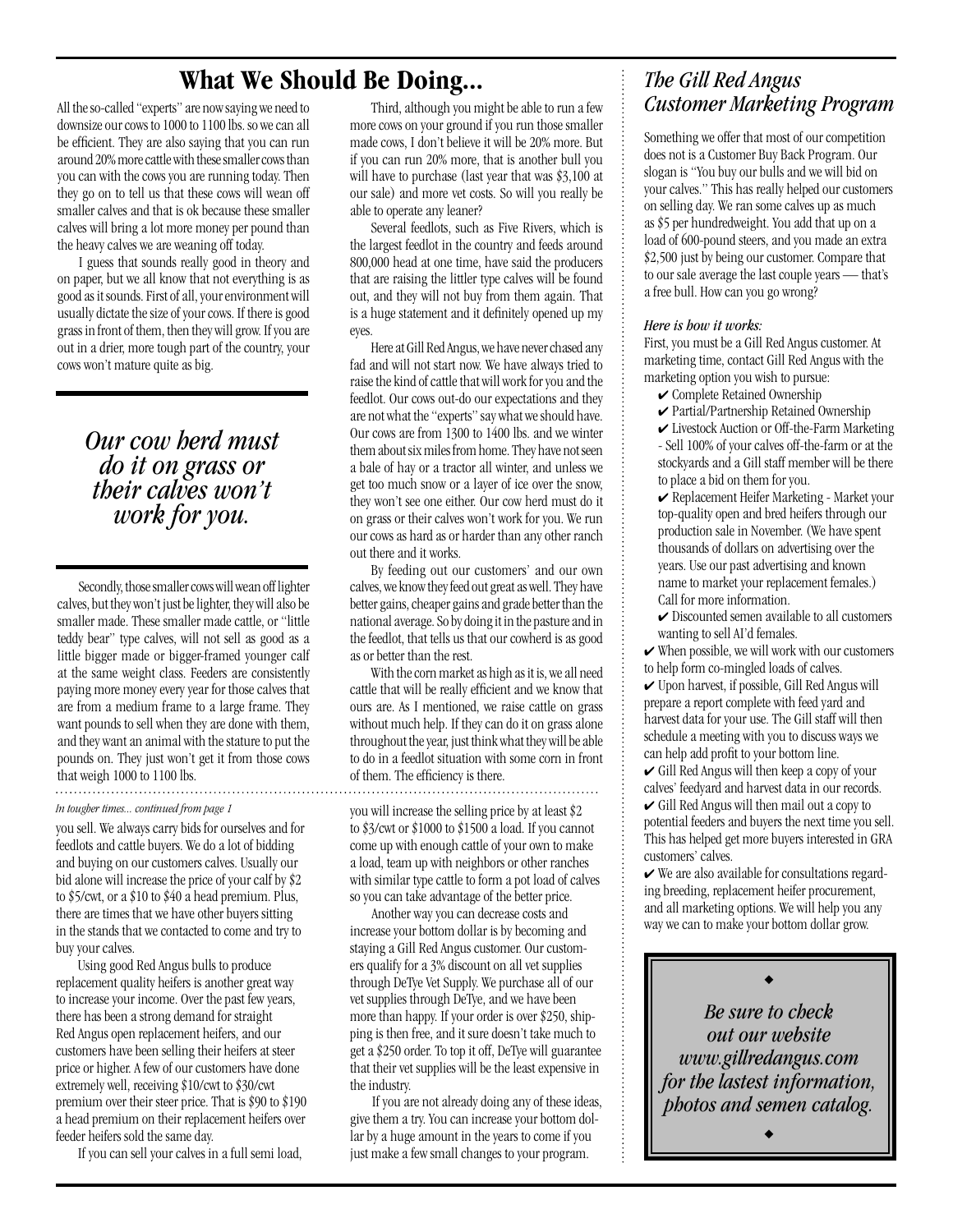# What We Should Be Doing...

All the so-called "experts" are now saying we need to downsize our cows to 1000 to 1100 lbs. so we can all be efficient. They are also saying that you can run around 20% more cattle with these smaller cows than you can with the cows you are running today. Then they go on to tell us that these cows will wean off smaller calves and that is ok because these smaller calves will bring a lot more money per pound than the heavy calves we are weaning off today.

I guess that sounds really good in theory and on paper, but we all know that not everything is as good as it sounds. First of all, your environment will usually dictate the size of your cows. If there is good grass in front of them, then they will grow. If you are out in a drier, more tough part of the country, your cows won't mature quite as big.

> *Our cow herd must do it on grass or their calves won't work for you.*

Secondly, those smaller cows will wean off lighter calves, but they won't just be lighter, they will also be smaller made. These smaller made cattle, or "little teddy bear" type calves, will not sell as good as a little bigger made or bigger-framed younger calf at the same weight class. Feeders are consistently paying more money every year for those calves that are from a medium frame to a large frame. They want pounds to sell when they are done with them, and they want an animal with the stature to put the pounds on. They just won't get it from those cows that weigh 1000 to 1100 lbs.

Third, although you might be able to run a few more cows on your ground if you run those smaller made cows, I don't believe it will be 20% more. But if you can run 20% more, that is another bull you will have to purchase (last year that was $3,100 at our sale) and more vet costs. So will you really be able to operate any leaner?

Several feedlots, such as Five Rivers, which is the largest feedlot in the country and feeds around 800,000 head at one time, have said the producers that are raising the littler type calves will be found out, and they will not buy from them again. That is a huge statement and it definitely opened up my eyes.

Here at Gill Red Angus, we have never chased any fad and will not start now. We have always tried to raise the kind of cattle that will work for you and the feedlot. Our cows out-do our expectations and they are not what the "experts" say what we should have. Our cows are from 1300 to 1400 lbs. and we winter them about six miles from home. They have not seen a bale of hay or a tractor all winter, and unless we get too much snow or a layer of ice over the snow, they won't see one either. Our cow herd must do it on grass or their calves won't work for you. We run our cows as hard as or harder than any other ranch out there and it works.

By feeding out our customers' and our own calves, we know they feed out great as well. They have better gains, cheaper gains and grade better than the national average. So by doing it in the pasture and in the feedlot, that tells us that our cowherd is as good as or better than the rest.

With the corn market as high as it is, we all need cattle that will be really efficient and we know that ours are. As I mentioned, we raise cattle on grass without much help. If they can do it on grass alone throughout the year, just think what they will be able to do in a feedlot situation with some corn in front of them. The efficiency is there.

---

*In tougher times... continued from page 1*

you sell. We always carry bids for ourselves and for feedlots and cattle buyers. We do a lot of bidding and buying on our customers calves. Usually our bid alone will increase the price of your calf by $2 to $5/cwt, or a $10 to $40 a head premium. Plus, there are times that we have other buyers sitting in the stands that we contacted to come and try to buy your calves.

Using good Red Angus bulls to produce replacement quality heifers is another great way to increase your income. Over the past few years, there has been a strong demand for straight Red Angus open replacement heifers, and our customers have been selling their heifers at steer price or higher. A few of our customers have done extremely well, receiving $10/cwt to $30/cwt premium over their steer price. That is $90 to $190 a head premium on their replacement heifers over feeder heifers sold the same day.

If you can sell your calves in a full semi load, you will increase the selling price by at least $2 to $3/cwt or $1000 to $1500 a load. If you cannot come up with enough cattle of your own to make a load, team up with neighbors or other ranches with similar type cattle to form a pot load of calves so you can take advantage of the better price.

Another way you can decrease costs and increase your bottom dollar is by becoming and staying a Gill Red Angus customer. Our customers qualify for a 3% discount on all vet supplies through DeTye Vet Supply. We purchase all of our vet supplies through DeTye, and we have been more than happy. If your order is over $250, shipping is then free, and it sure doesn't take much to get a $250 order. To top it off, DeTye will guarantee that their vet supplies will be the least expensive in the industry.

If you are not already doing any of these ideas, give them a try. You can increase your bottom dollar by a huge amount in the years to come if you just make a few small changes to your program.

## *The Gill Red Angus Customer Marketing Program*

Something we offer that most of our competition does not is a Customer Buy Back Program. Our slogan is "You buy our bulls and we will bid on your calves." This has really helped our customers on selling day. We ran some calves up as much as $5 per hundredweight. You add that up on a load of 600-pound steers, and you made an extra $2,500 just by being our customer. Compare that to our sale average the last couple years — that's a free bull. How can you go wrong?

***Here is how it works:***

First, you must be a Gill Red Angus customer. At marketing time, contact Gill Red Angus with the marketing option you wish to pursue:

- ✔ Complete Retained Ownership
- ✔ Partial/Partnership Retained Ownership
- ✔ Livestock Auction or Off-the-Farm Marketing - Sell 100% of your calves off-the-farm or at the stockyards and a Gill staff member will be there to place a bid on them for you.
- ✔ Replacement Heifer Marketing - Market your top-quality open and bred heifers through our production sale in November. (We have spent thousands of dollars on advertising over the years. Use our past advertising and known name to market your replacement females.) Call for more information.
- ✔ Discounted semen available to all customers wanting to sell AI'd females.

✔ When possible, we will work with our customers to help form co-mingled loads of calves.

✔ Upon harvest, if possible, Gill Red Angus will prepare a report complete with feed yard and harvest data for your use. The Gill staff will then schedule a meeting with you to discuss ways we can help add profit to your bottom line.

✔ Gill Red Angus will then keep a copy of your calves' feedyard and harvest data in our records.

✔ Gill Red Angus will then mail out a copy to potential feeders and buyers the next time you sell. This has helped get more buyers interested in GRA customers' calves.

✔ We are also available for consultations regarding breeding, replacement heifer procurement, and all marketing options. We will help you any way we can to make your bottom dollar grow.

> ◆
>
> *Be sure to check out our website www.gillredangus.com for the lastest information, photos and semen catalog.*
>
> ◆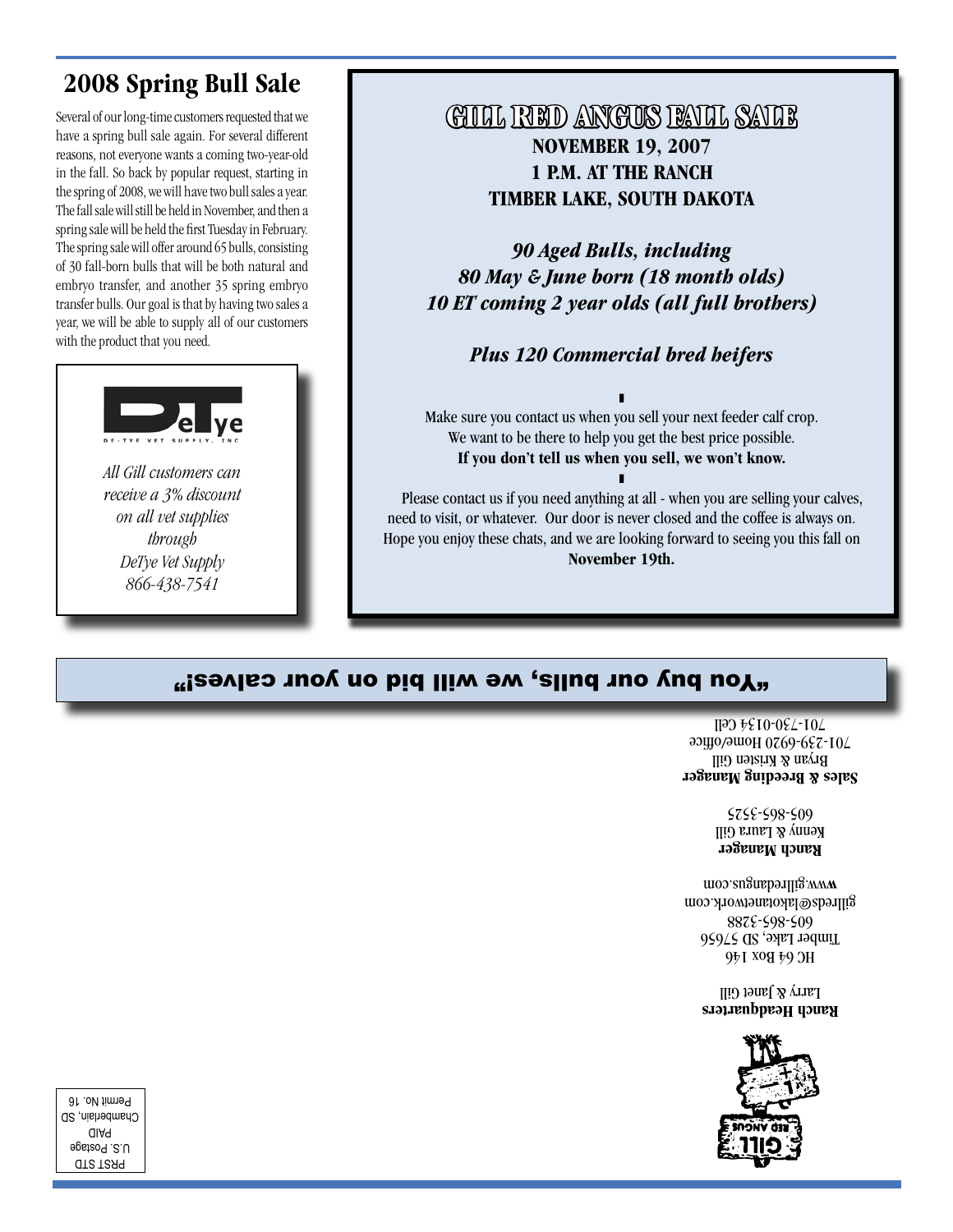## 2008 Spring Bull Sale

Several of our long-time customers requested that we have a spring bull sale again. For several different reasons, not everyone wants a coming two-year-old in the fall. So back by popular request, starting in the spring of 2008, we will have two bull sales a year. The fall sale will still be held in November, and then a spring sale will be held the first Tuesday in February. The spring sale will offer around 65 bulls, consisting of 30 fall-born bulls that will be both natural and embryo transfer, and another 35 spring embryo transfer bulls. Our goal is that by having two sales a year, we will be able to supply all of our customers with the product that you need.

DeTye
DE-TYE VET SUPPLY, INC

*All Gill customers can receive a 3% discount on all vet supplies through DeTye Vet Supply 866-438-7541*

## GILL RED ANGUS FALL SALE

**NOVEMBER 19, 2007**
**1 P.M. AT THE RANCH**
**TIMBER LAKE, SOUTH DAKOTA**

***90 Aged Bulls, including***
***80 May & June born (18 month olds)***
***10 ET coming 2 year olds (all full brothers)***

***Plus 120 Commercial bred heifers***

Make sure you contact us when you sell your next feeder calf crop. We want to be there to help you get the best price possible. **If you don't tell us when you sell, we won't know.**

Please contact us if you need anything at all - when you are selling your calves, need to visit, or whatever. Our door is never closed and the coffee is always on. Hope you enjoy these chats, and we are looking forward to seeing you this fall on **November 19th.**

**"You buy our bulls, we will bid on your calves!"**

**Ranch Headquarters**
Larry & Janet Gill
HC 64 Box 146
Timber Lake, SD 57656
605-865-3288
gillreds@lakotanetwork.com
www.gillredangus.com

**Ranch Manager**
Kenny & Laura Gill
605-865-3525

**Sales & Breeding Manager**
Bryan & Kristen Gill
701-239-6920 Home/office
701-730-0134 Cell

PRST STD
U.S. Postage
PAID
Chamberlain, SD
Permit No. 16